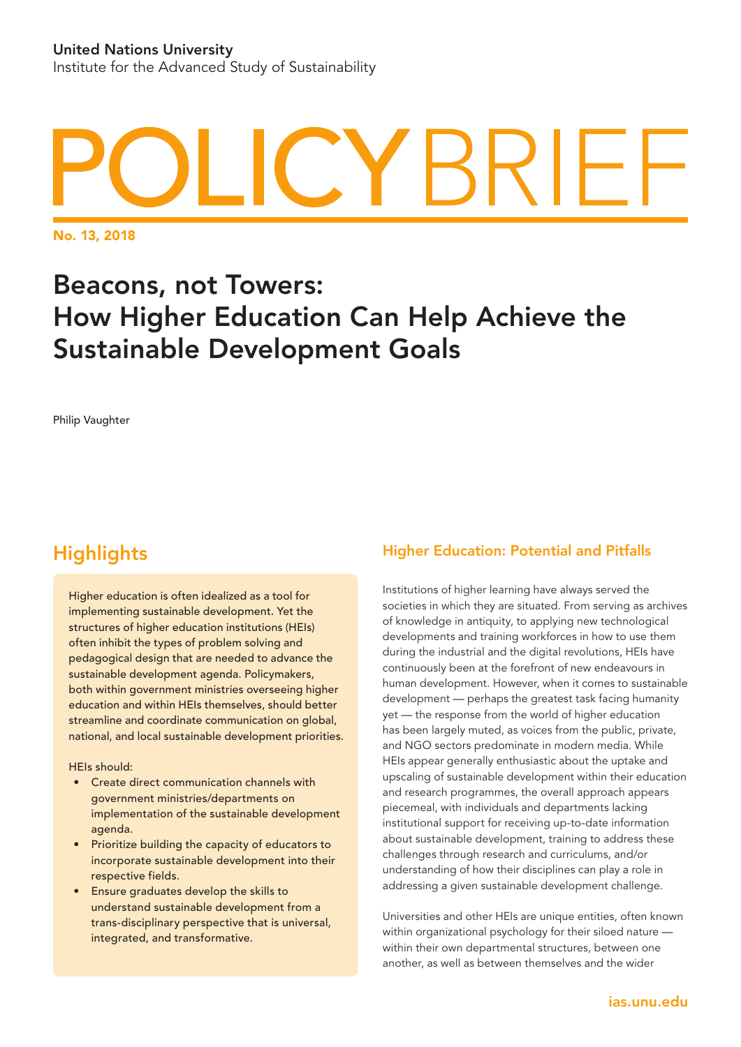**United Nations University**
Institute for the Advanced Study of Sustainability

# POLICY BRIEF

**No. 13, 2018**

# Beacons, not Towers: How Higher Education Can Help Achieve the Sustainable Development Goals

Philip Vaughter

## Highlights

Higher education is often idealized as a tool for implementing sustainable development. Yet the structures of higher education institutions (HEIs) often inhibit the types of problem solving and pedagogical design that are needed to advance the sustainable development agenda. Policymakers, both within government ministries overseeing higher education and within HEIs themselves, should better streamline and coordinate communication on global, national, and local sustainable development priorities.

HEIs should:

- Create direct communication channels with government ministries/departments on implementation of the sustainable development agenda.
- Prioritize building the capacity of educators to incorporate sustainable development into their respective fields.
- Ensure graduates develop the skills to understand sustainable development from a trans-disciplinary perspective that is universal, integrated, and transformative.

### Higher Education: Potential and Pitfalls

Institutions of higher learning have always served the societies in which they are situated. From serving as archives of knowledge in antiquity, to applying new technological developments and training workforces in how to use them during the industrial and the digital revolutions, HEIs have continuously been at the forefront of new endeavours in human development. However, when it comes to sustainable development — perhaps the greatest task facing humanity yet — the response from the world of higher education has been largely muted, as voices from the public, private, and NGO sectors predominate in modern media. While HEIs appear generally enthusiastic about the uptake and upscaling of sustainable development within their education and research programmes, the overall approach appears piecemeal, with individuals and departments lacking institutional support for receiving up-to-date information about sustainable development, training to address these challenges through research and curriculums, and/or understanding of how their disciplines can play a role in addressing a given sustainable development challenge.

Universities and other HEIs are unique entities, often known within organizational psychology for their siloed nature — within their own departmental structures, between one another, as well as between themselves and the wider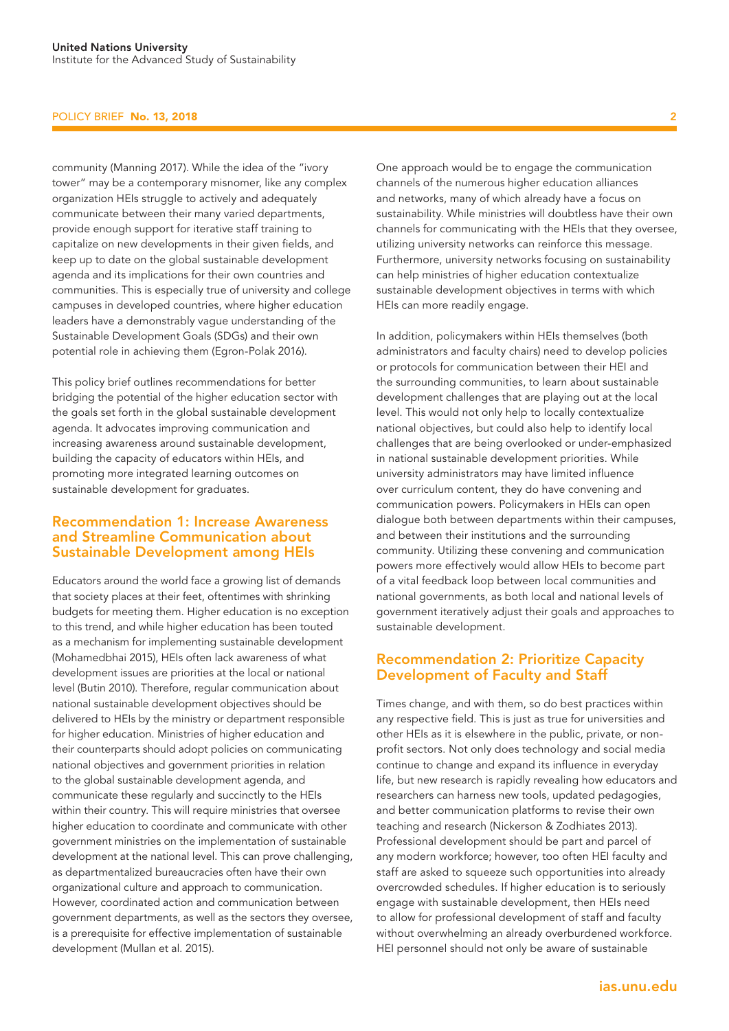community (Manning 2017). While the idea of the "ivory tower" may be a contemporary misnomer, like any complex organization HEIs struggle to actively and adequately communicate between their many varied departments, provide enough support for iterative staff training to capitalize on new developments in their given fields, and keep up to date on the global sustainable development agenda and its implications for their own countries and communities. This is especially true of university and college campuses in developed countries, where higher education leaders have a demonstrably vague understanding of the Sustainable Development Goals (SDGs) and their own potential role in achieving them (Egron-Polak 2016).

This policy brief outlines recommendations for better bridging the potential of the higher education sector with the goals set forth in the global sustainable development agenda. It advocates improving communication and increasing awareness around sustainable development, building the capacity of educators within HEIs, and promoting more integrated learning outcomes on sustainable development for graduates.

## Recommendation 1: Increase Awareness and Streamline Communication about Sustainable Development among HEIs

Educators around the world face a growing list of demands that society places at their feet, oftentimes with shrinking budgets for meeting them. Higher education is no exception to this trend, and while higher education has been touted as a mechanism for implementing sustainable development (Mohamedbhai 2015), HEIs often lack awareness of what development issues are priorities at the local or national level (Butin 2010). Therefore, regular communication about national sustainable development objectives should be delivered to HEIs by the ministry or department responsible for higher education. Ministries of higher education and their counterparts should adopt policies on communicating national objectives and government priorities in relation to the global sustainable development agenda, and communicate these regularly and succinctly to the HEIs within their country. This will require ministries that oversee higher education to coordinate and communicate with other government ministries on the implementation of sustainable development at the national level. This can prove challenging, as departmentalized bureaucracies often have their own organizational culture and approach to communication. However, coordinated action and communication between government departments, as well as the sectors they oversee, is a prerequisite for effective implementation of sustainable development (Mullan et al. 2015).

One approach would be to engage the communication channels of the numerous higher education alliances and networks, many of which already have a focus on sustainability. While ministries will doubtless have their own channels for communicating with the HEIs that they oversee, utilizing university networks can reinforce this message. Furthermore, university networks focusing on sustainability can help ministries of higher education contextualize sustainable development objectives in terms with which HEIs can more readily engage.

In addition, policymakers within HEIs themselves (both administrators and faculty chairs) need to develop policies or protocols for communication between their HEI and the surrounding communities, to learn about sustainable development challenges that are playing out at the local level. This would not only help to locally contextualize national objectives, but could also help to identify local challenges that are being overlooked or under-emphasized in national sustainable development priorities. While university administrators may have limited influence over curriculum content, they do have convening and communication powers. Policymakers in HEIs can open dialogue both between departments within their campuses, and between their institutions and the surrounding community. Utilizing these convening and communication powers more effectively would allow HEIs to become part of a vital feedback loop between local communities and national governments, as both local and national levels of government iteratively adjust their goals and approaches to sustainable development.

## Recommendation 2: Prioritize Capacity Development of Faculty and Staff

Times change, and with them, so do best practices within any respective field. This is just as true for universities and other HEIs as it is elsewhere in the public, private, or non-profit sectors. Not only does technology and social media continue to change and expand its influence in everyday life, but new research is rapidly revealing how educators and researchers can harness new tools, updated pedagogies, and better communication platforms to revise their own teaching and research (Nickerson & Zodhiates 2013). Professional development should be part and parcel of any modern workforce; however, too often HEI faculty and staff are asked to squeeze such opportunities into already overcrowded schedules. If higher education is to seriously engage with sustainable development, then HEIs need to allow for professional development of staff and faculty without overwhelming an already overburdened workforce. HEI personnel should not only be aware of sustainable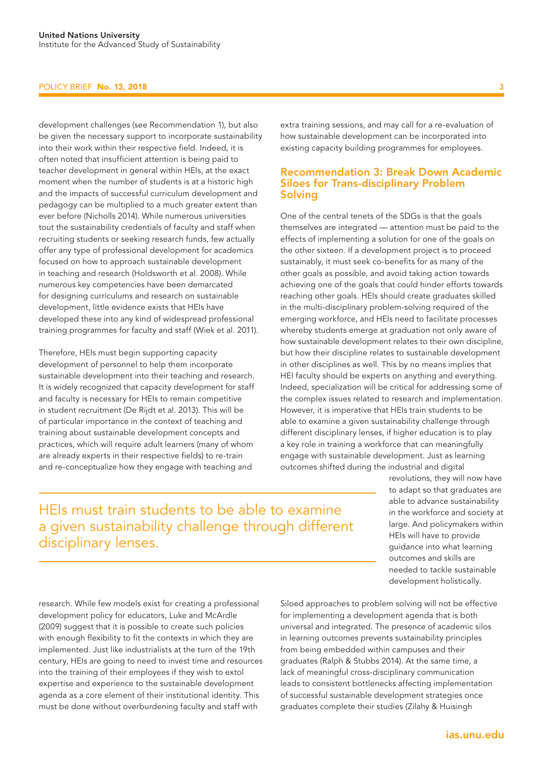development challenges (see Recommendation 1), but also be given the necessary support to incorporate sustainability into their work within their respective field. Indeed, it is often noted that insufficient attention is being paid to teacher development in general within HEIs, at the exact moment when the number of students is at a historic high and the impacts of successful curriculum development and pedagogy can be multiplied to a much greater extent than ever before (Nicholls 2014). While numerous universities tout the sustainability credentials of faculty and staff when recruiting students or seeking research funds, few actually offer any type of professional development for academics focused on how to approach sustainable development in teaching and research (Holdsworth et al. 2008). While numerous key competencies have been demarcated for designing curriculums and research on sustainable development, little evidence exists that HEIs have developed these into any kind of widespread professional training programmes for faculty and staff (Wiek et al. 2011).

Therefore, HEIs must begin supporting capacity development of personnel to help them incorporate sustainable development into their teaching and research. It is widely recognized that capacity development for staff and faculty is necessary for HEIs to remain competitive in student recruitment (De Rijdt et al. 2013). This will be of particular importance in the context of teaching and training about sustainable development concepts and practices, which will require adult learners (many of whom are already experts in their respective fields) to re-train and re-conceptualize how they engage with teaching and research. While few models exist for creating a professional development policy for educators, Luke and McArdle (2009) suggest that it is possible to create such policies with enough flexibility to fit the contexts in which they are implemented. Just like industrialists at the turn of the 19th century, HEIs are going to need to invest time and resources into the training of their employees if they wish to extol expertise and experience to the sustainable development agenda as a core element of their institutional identity. This must be done without overburdening faculty and staff with extra training sessions, and may call for a re-evaluation of how sustainable development can be incorporated into existing capacity building programmes for employees.

## Recommendation 3: Break Down Academic Siloes for Trans-disciplinary Problem Solving

One of the central tenets of the SDGs is that the goals themselves are integrated — attention must be paid to the effects of implementing a solution for one of the goals on the other sixteen. If a development project is to proceed sustainably, it must seek co-benefits for as many of the other goals as possible, and avoid taking action towards achieving one of the goals that could hinder efforts towards reaching other goals. HEIs should create graduates skilled in the multi-disciplinary problem-solving required of the emerging workforce, and HEIs need to facilitate processes whereby students emerge at graduation not only aware of how sustainable development relates to their own discipline, but how their discipline relates to sustainable development in other disciplines as well. This by no means implies that HEI faculty should be experts on anything and everything. Indeed, specialization will be critical for addressing some of the complex issues related to research and implementation. However, it is imperative that HEIs train students to be able to examine a given sustainability challenge through different disciplinary lenses, if higher education is to play a key role in training a workforce that can meaningfully engage with sustainable development. Just as learning outcomes shifted during the industrial and digital revolutions, they will now have to adapt so that graduates are able to advance sustainability in the workforce and society at large. And policymakers within HEIs will have to provide guidance into what learning outcomes and skills are needed to tackle sustainable development holistically.

> HEIs must train students to be able to examine a given sustainability challenge through different disciplinary lenses.

Siloed approaches to problem solving will not be effective for implementing a development agenda that is both universal and integrated. The presence of academic silos in learning outcomes prevents sustainability principles from being embedded within campuses and their graduates (Ralph & Stubbs 2014). At the same time, a lack of meaningful cross-disciplinary communication leads to consistent bottlenecks affecting implementation of successful sustainable development strategies once graduates complete their studies (Zilahy & Huisingh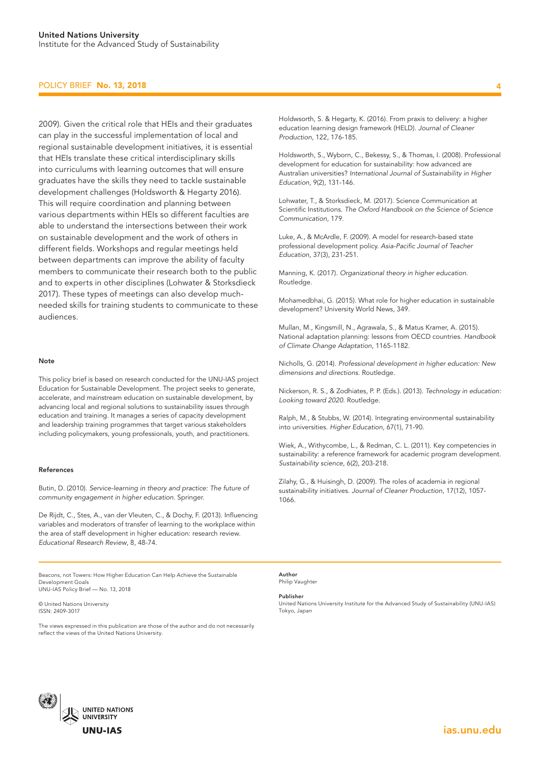2009). Given the critical role that HEIs and their graduates can play in the successful implementation of local and regional sustainable development initiatives, it is essential that HEIs translate these critical interdisciplinary skills into curriculums with learning outcomes that will ensure graduates have the skills they need to tackle sustainable development challenges (Holdsworth & Hegarty 2016). This will require coordination and planning between various departments within HEIs so different faculties are able to understand the intersections between their work on sustainable development and the work of others in different fields. Workshops and regular meetings held between departments can improve the ability of faculty members to communicate their research both to the public and to experts in other disciplines (Lohwater & Storksdieck 2017). These types of meetings can also develop much-needed skills for training students to communicate to these audiences.

#### Note

This policy brief is based on research conducted for the UNU-IAS project Education for Sustainable Development. The project seeks to generate, accelerate, and mainstream education on sustainable development, by advancing local and regional solutions to sustainability issues through education and training. It manages a series of capacity development and leadership training programmes that target various stakeholders including policymakers, young professionals, youth, and practitioners.

#### References

Butin, D. (2010). *Service-learning in theory and practice: The future of community engagement in higher education*. Springer.

De Rijdt, C., Stes, A., van der Vleuten, C., & Dochy, F. (2013). Influencing variables and moderators of transfer of learning to the workplace within the area of staff development in higher education: research review. *Educational Research Review*, 8, 48-74.

Holdsworth, S. & Hegarty, K. (2016). From praxis to delivery: a higher education learning design framework (HELD). *Journal of Cleaner Production*, 122, 176-185.

Holdsworth, S., Wyborn, C., Bekessy, S., & Thomas, I. (2008). Professional development for education for sustainability: how advanced are Australian universities? *International Journal of Sustainability in Higher Education*, 9(2), 131-146.

Lohwater, T., & Storksdieck, M. (2017). Science Communication at Scientific Institutions. *The Oxford Handbook on the Science of Science Communication*, 179.

Luke, A., & McArdle, F. (2009). A model for research-based state professional development policy. *Asia-Pacific Journal of Teacher Education*, 37(3), 231-251.

Manning, K. (2017). *Organizational theory in higher education*. Routledge.

Mohamedbhai, G. (2015). What role for higher education in sustainable development? University World News, 349.

Mullan, M., Kingsmill, N., Agrawala, S., & Matus Kramer, A. (2015). National adaptation planning: lessons from OECD countries. *Handbook of Climate Change Adaptation*, 1165-1182.

Nicholls, G. (2014). *Professional development in higher education: New dimensions and directions*. Routledge.

Nickerson, R. S., & Zodhiates, P. P. (Eds.). (2013). *Technology in education: Looking toward 2020*. Routledge.

Ralph, M., & Stubbs, W. (2014). Integrating environmental sustainability into universities. *Higher Education*, 67(1), 71-90.

Wiek, A., Withycombe, L., & Redman, C. L. (2011). Key competencies in sustainability: a reference framework for academic program development. *Sustainability science*, 6(2), 203-218.

Zilahy, G., & Huisingh, D. (2009). The roles of academia in regional sustainability initiatives. *Journal of Cleaner Production*, 17(12), 1057-1066.

---

Beacons, not Towers: How Higher Education Can Help Achieve the Sustainable Development Goals
UNU-IAS Policy Brief — No. 13, 2018

© United Nations University
ISSN: 2409-3017

The views expressed in this publication are those of the author and do not necessarily reflect the views of the United Nations University.

**Author**
Philip Vaughter

**Publisher**
United Nations University Institute for the Advanced Study of Sustainability (UNU-IAS)
Tokyo, Japan